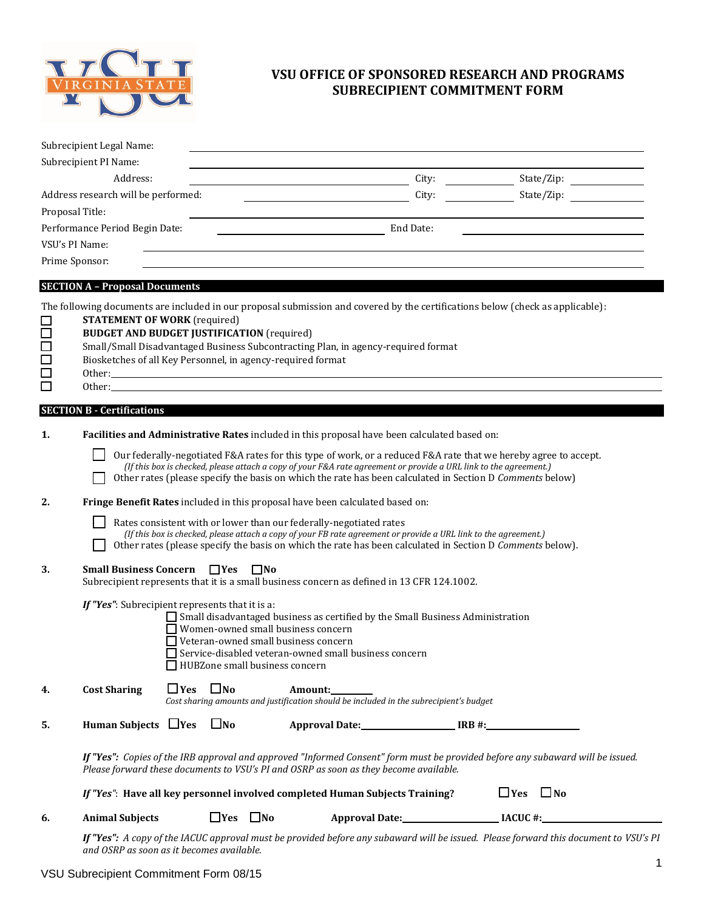# VSU OFFICE OF SPONSORED RESEARCH AND PROGRAMS
## SUBRECIPIENT COMMITMENT FORM

Subrecipient Legal Name: ____________________

Subrecipient PI Name: ____________________

Address: ____________________ City: __________ State/Zip: __________

Address research will be performed: ____________________ City: __________ State/Zip: __________

Proposal Title: ____________________

Performance Period Begin Date: ____________________ End Date: ____________________

VSU's PI Name: ____________________

Prime Sponsor: ____________________

## SECTION A – Proposal Documents

The following documents are included in our proposal submission and covered by the certifications below (check as applicable):

- ☐ **STATEMENT OF WORK** (required)
- ☐ **BUDGET AND BUDGET JUSTIFICATION** (required)
- ☐ Small/Small Disadvantaged Business Subcontracting Plan, in agency-required format
- ☐ Biosketches of all Key Personnel, in agency-required format
- ☐ Other: ____________________
- ☐ Other: ____________________

## SECTION B - Certifications

**1.** **Facilities and Administrative Rates** included in this proposal have been calculated based on:

☐ Our federally-negotiated F&A rates for this type of work, or a reduced F&A rate that we hereby agree to accept.
*(If this box is checked, please attach a copy of your F&A rate agreement or provide a URL link to the agreement.)*

☐ Other rates (please specify the basis on which the rate has been calculated in Section D *Comments* below)

**2.** **Fringe Benefit Rates** included in this proposal have been calculated based on:

☐ Rates consistent with or lower than our federally-negotiated rates
*(If this box is checked, please attach a copy of your FB rate agreement or provide a URL link to the agreement.)*

☐ Other rates (please specify the basis on which the rate has been calculated in Section D *Comments* below).

**3.** **Small Business Concern** ☐Yes ☐No

Subrecipient represents that it is a small business concern as defined in 13 CFR 124.1002.

***If "Yes"***: Subrecipient represents that it is a:

- ☐ Small disadvantaged business as certified by the Small Business Administration
- ☐ Women-owned small business concern
- ☐ Veteran-owned small business concern
- ☐ Service-disabled veteran-owned small business concern
- ☐ HUBZone small business concern

**4.** **Cost Sharing** ☐Yes ☐No **Amount:**________

*Cost sharing amounts and justification should be included in the subrecipient's budget*

**5.** **Human Subjects** ☐Yes ☐No **Approval Date:**__________ **IRB #:**__________

***If "Yes":*** *Copies of the IRB approval and approved "Informed Consent" form must be provided before any subaward will be issued. Please forward these documents to VSU's PI and OSRP as soon as they become available.*

***If "Yes"***: **Have all key personnel involved completed Human Subjects Training?** ☐Yes ☐No

**6.** **Animal Subjects** ☐Yes ☐No **Approval Date:**__________ **IACUC #:**__________

***If "Yes":*** *A copy of the IACUC approval must be provided before any subaward will be issued. Please forward this document to VSU's PI and OSRP as soon as it becomes available.*

VSU Subrecipient Commitment Form 08/15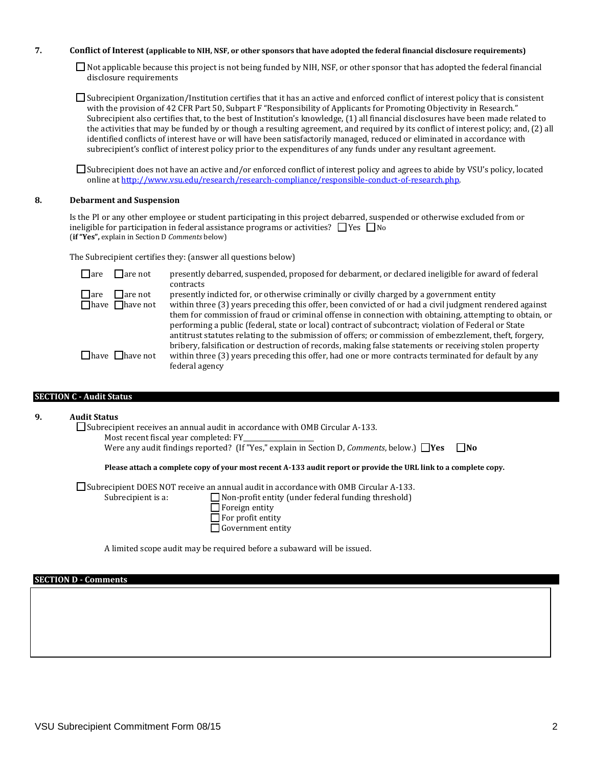**7. Conflict of Interest (applicable to NIH, NSF, or other sponsors that have adopted the federal financial disclosure requirements)**

☐ Not applicable because this project is not being funded by NIH, NSF, or other sponsor that has adopted the federal financial disclosure requirements

☐ Subrecipient Organization/Institution certifies that it has an active and enforced conflict of interest policy that is consistent with the provision of 42 CFR Part 50, Subpart F "Responsibility of Applicants for Promoting Objectivity in Research." Subrecipient also certifies that, to the best of Institution's knowledge, (1) all financial disclosures have been made related to the activities that may be funded by or though a resulting agreement, and required by its conflict of interest policy; and, (2) all identified conflicts of interest have or will have been satisfactorily managed, reduced or eliminated in accordance with subrecipient's conflict of interest policy prior to the expenditures of any funds under any resultant agreement.

☐ Subrecipient does not have an active and/or enforced conflict of interest policy and agrees to abide by VSU's policy, located online at http://www.vsu.edu/research/research-compliance/responsible-conduct-of-research.php.

**8. Debarment and Suspension**

Is the PI or any other employee or student participating in this project debarred, suspended or otherwise excluded from or ineligible for participation in federal assistance programs or activities? ☐ Yes ☐ No
(**if "Yes",** explain in Section D *Comments* below)

The Subrecipient certifies they: (answer all questions below)

| | |
|---|---|
| ☐ are ☐ are not | presently debarred, suspended, proposed for debarment, or declared ineligible for award of federal contracts |
| ☐ are ☐ are not | presently indicted for, or otherwise criminally or civilly charged by a government entity |
| ☐ have ☐ have not | within three (3) years preceding this offer, been convicted of or had a civil judgment rendered against them for commission of fraud or criminal offense in connection with obtaining, attempting to obtain, or performing a public (federal, state or local) contract of subcontract; violation of Federal or State antitrust statutes relating to the submission of offers; or commission of embezzlement, theft, forgery, bribery, falsification or destruction of records, making false statements or receiving stolen property |
| ☐ have ☐ have not | within three (3) years preceding this offer, had one or more contracts terminated for default by any federal agency |

## SECTION C - Audit Status

**9. Audit Status**

☐ Subrecipient receives an annual audit in accordance with OMB Circular A-133.
Most recent fiscal year completed: FY__________
Were any audit findings reported? (If "Yes," explain in Section D, *Comments*, below.) ☐ **Yes** ☐ **No**

**Please attach a complete copy of your most recent A-133 audit report or provide the URL link to a complete copy.**

☐ Subrecipient DOES NOT receive an annual audit in accordance with OMB Circular A-133.
Subrecipient is a:
- ☐ Non-profit entity (under federal funding threshold)
- ☐ Foreign entity
- ☐ For profit entity
- ☐ Government entity

A limited scope audit may be required before a subaward will be issued.

## SECTION D - Comments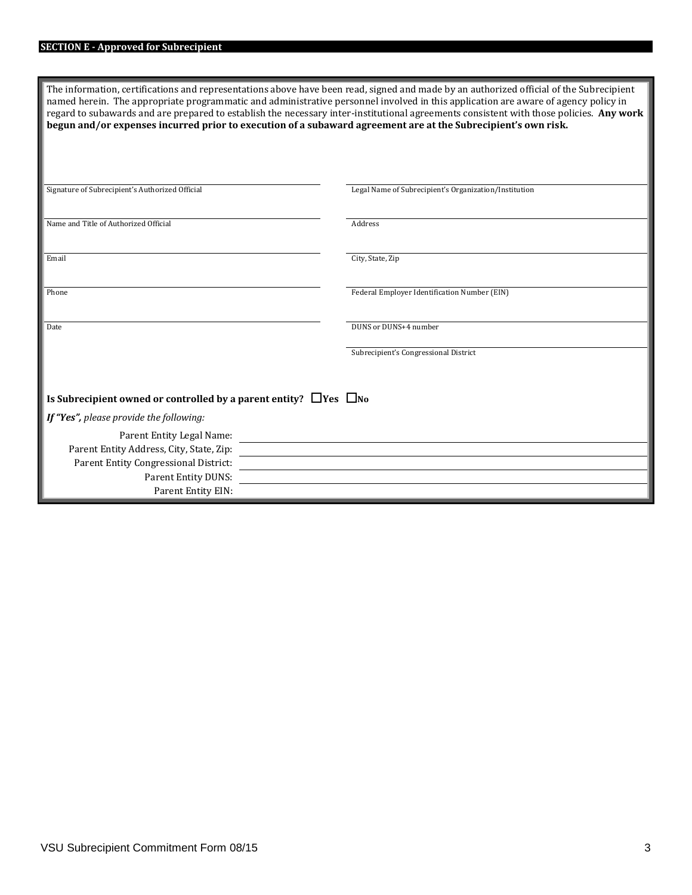## SECTION E - Approved for Subrecipient

The information, certifications and representations above have been read, signed and made by an authorized official of the Subrecipient named herein. The appropriate programmatic and administrative personnel involved in this application are aware of agency policy in regard to subawards and are prepared to establish the necessary inter-institutional agreements consistent with those policies. **Any work begun and/or expenses incurred prior to execution of a subaward agreement are at the Subrecipient's own risk.**

| | |
|---|---|
| Signature of Subrecipient's Authorized Official | Legal Name of Subrecipient's Organization/Institution |
| Name and Title of Authorized Official | Address |
| Email | City, State, Zip |
| Phone | Federal Employer Identification Number (EIN) |
| Date | DUNS or DUNS+4 number |
| | Subrecipient's Congressional District |

**Is Subrecipient owned or controlled by a parent entity?** ☐ **Yes** ☐ **No**

***If "Yes",*** *please provide the following:*

Parent Entity Legal Name: \_\_\_\_\_\_\_\_\_\_\_\_\_\_\_\_\_\_\_\_

Parent Entity Address, City, State, Zip: \_\_\_\_\_\_\_\_\_\_\_\_\_\_\_\_\_\_\_\_

Parent Entity Congressional District: \_\_\_\_\_\_\_\_\_\_\_\_\_\_\_\_\_\_\_\_

Parent Entity DUNS: \_\_\_\_\_\_\_\_\_\_\_\_\_\_\_\_\_\_\_\_

Parent Entity EIN: \_\_\_\_\_\_\_\_\_\_\_\_\_\_\_\_\_\_\_\_